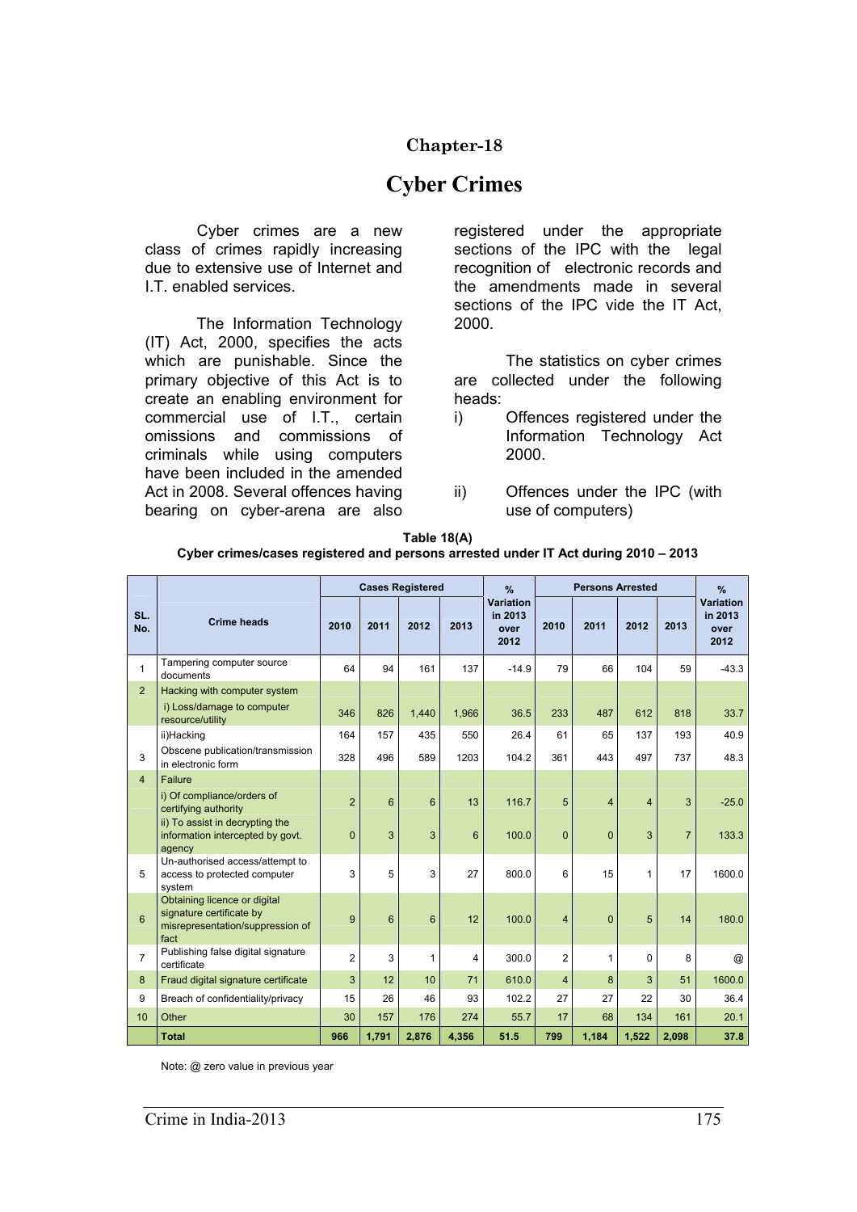# Chapter-18

# Cyber Crimes

Cyber crimes are a new class of crimes rapidly increasing due to extensive use of Internet and I.T. enabled services.

The Information Technology (IT) Act, 2000, specifies the acts which are punishable. Since the primary objective of this Act is to create an enabling environment for commercial use of I.T., certain omissions and commissions of criminals while using computers have been included in the amended Act in 2008. Several offences having bearing on cyber-arena are also registered under the appropriate sections of the IPC with the legal recognition of electronic records and the amendments made in several sections of the IPC vide the IT Act, 2000.

The statistics on cyber crimes are collected under the following heads:

i) Offences registered under the Information Technology Act 2000.

ii) Offences under the IPC (with use of computers)

**Table 18(A)**

**Cyber crimes/cases registered and persons arrested under IT Act during 2010 – 2013**

| SL. No. | Crime heads | Cases Registered | | | | % Variation in 2013 over 2012 | Persons Arrested | | | | % Variation in 2013 over 2012 |
|---|---|---|---|---|---|---|---|---|---|---|---|
| | | 2010 | 2011 | 2012 | 2013 | | 2010 | 2011 | 2012 | 2013 | |
| 1 | Tampering computer source documents | 64 | 94 | 161 | 137 | -14.9 | 79 | 66 | 104 | 59 | -43.3 |
| 2 | Hacking with computer system | | | | | | | | | | |
| | i) Loss/damage to computer resource/utility | 346 | 826 | 1,440 | 1,966 | 36.5 | 233 | 487 | 612 | 818 | 33.7 |
| | ii)Hacking | 164 | 157 | 435 | 550 | 26.4 | 61 | 65 | 137 | 193 | 40.9 |
| 3 | Obscene publication/transmission in electronic form | 328 | 496 | 589 | 1203 | 104.2 | 361 | 443 | 497 | 737 | 48.3 |
| 4 | Failure | | | | | | | | | | |
| | i) Of compliance/orders of certifying authority | 2 | 6 | 6 | 13 | 116.7 | 5 | 4 | 4 | 3 | -25.0 |
| | ii) To assist in decrypting the information intercepted by govt. agency | 0 | 3 | 3 | 6 | 100.0 | 0 | 0 | 3 | 7 | 133.3 |
| 5 | Un-authorised access/attempt to access to protected computer system | 3 | 5 | 3 | 27 | 800.0 | 6 | 15 | 1 | 17 | 1600.0 |
| 6 | Obtaining licence or digital signature certificate by misrepresentation/suppression of fact | 9 | 6 | 6 | 12 | 100.0 | 4 | 0 | 5 | 14 | 180.0 |
| 7 | Publishing false digital signature certificate | 2 | 3 | 1 | 4 | 300.0 | 2 | 1 | 0 | 8 | @ |
| 8 | Fraud digital signature certificate | 3 | 12 | 10 | 71 | 610.0 | 4 | 8 | 3 | 51 | 1600.0 |
| 9 | Breach of confidentiality/privacy | 15 | 26 | 46 | 93 | 102.2 | 27 | 27 | 22 | 30 | 36.4 |
| 10 | Other | 30 | 157 | 176 | 274 | 55.7 | 17 | 68 | 134 | 161 | 20.1 |
| | **Total** | **966** | **1,791** | **2,876** | **4,356** | **51.5** | **799** | **1,184** | **1,522** | **2,098** | **37.8** |

Note: @ zero value in previous year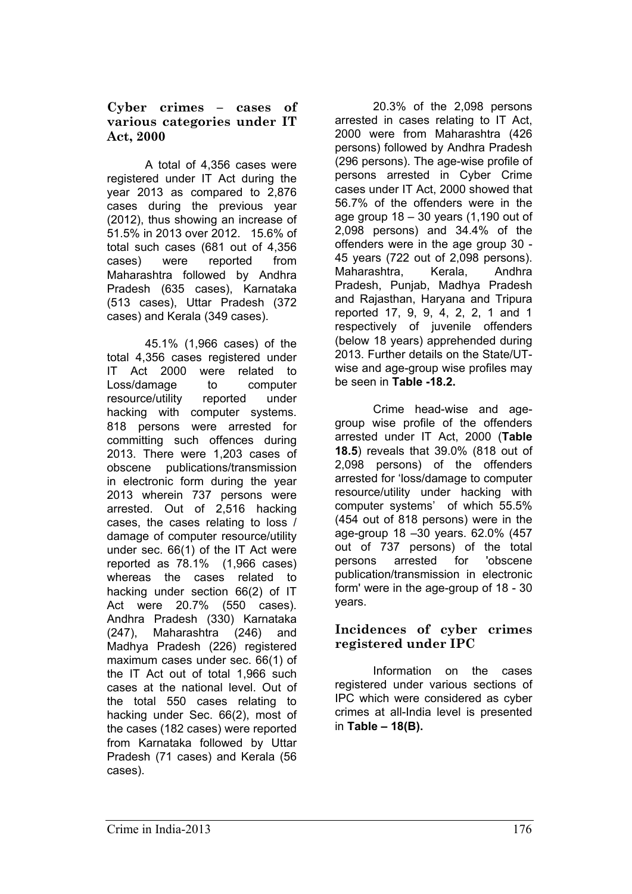## Cyber crimes – cases of various categories under IT Act, 2000

A total of 4,356 cases were registered under IT Act during the year 2013 as compared to 2,876 cases during the previous year (2012), thus showing an increase of 51.5% in 2013 over 2012. 15.6% of total such cases (681 out of 4,356 cases) were reported from Maharashtra followed by Andhra Pradesh (635 cases), Karnataka (513 cases), Uttar Pradesh (372 cases) and Kerala (349 cases).

45.1% (1,966 cases) of the total 4,356 cases registered under IT Act 2000 were related to Loss/damage to computer resource/utility reported under hacking with computer systems. 818 persons were arrested for committing such offences during 2013. There were 1,203 cases of obscene publications/transmission in electronic form during the year 2013 wherein 737 persons were arrested. Out of 2,516 hacking cases, the cases relating to loss / damage of computer resource/utility under sec. 66(1) of the IT Act were reported as 78.1% (1,966 cases) whereas the cases related to hacking under section 66(2) of IT Act were 20.7% (550 cases). Andhra Pradesh (330) Karnataka (247), Maharashtra (246) and Madhya Pradesh (226) registered maximum cases under sec. 66(1) of the IT Act out of total 1,966 such cases at the national level. Out of the total 550 cases relating to hacking under Sec. 66(2), most of the cases (182 cases) were reported from Karnataka followed by Uttar Pradesh (71 cases) and Kerala (56 cases).

20.3% of the 2,098 persons arrested in cases relating to IT Act, 2000 were from Maharashtra (426 persons) followed by Andhra Pradesh (296 persons). The age-wise profile of persons arrested in Cyber Crime cases under IT Act, 2000 showed that 56.7% of the offenders were in the age group 18 – 30 years (1,190 out of 2,098 persons) and 34.4% of the offenders were in the age group 30 - 45 years (722 out of 2,098 persons). Maharashtra, Kerala, Andhra Pradesh, Punjab, Madhya Pradesh and Rajasthan, Haryana and Tripura reported 17, 9, 9, 4, 2, 2, 1 and 1 respectively of juvenile offenders (below 18 years) apprehended during 2013. Further details on the State/UT-wise and age-group wise profiles may be seen in **Table -18.2.**

Crime head-wise and age-group wise profile of the offenders arrested under IT Act, 2000 (**Table 18.5**) reveals that 39.0% (818 out of 2,098 persons) of the offenders arrested for 'loss/damage to computer resource/utility under hacking with computer systems' of which 55.5% (454 out of 818 persons) were in the age-group 18 –30 years. 62.0% (457 out of 737 persons) of the total persons arrested for 'obscene publication/transmission in electronic form' were in the age-group of 18 - 30 years.

## Incidences of cyber crimes registered under IPC

Information on the cases registered under various sections of IPC which were considered as cyber crimes at all-India level is presented in **Table – 18(B).**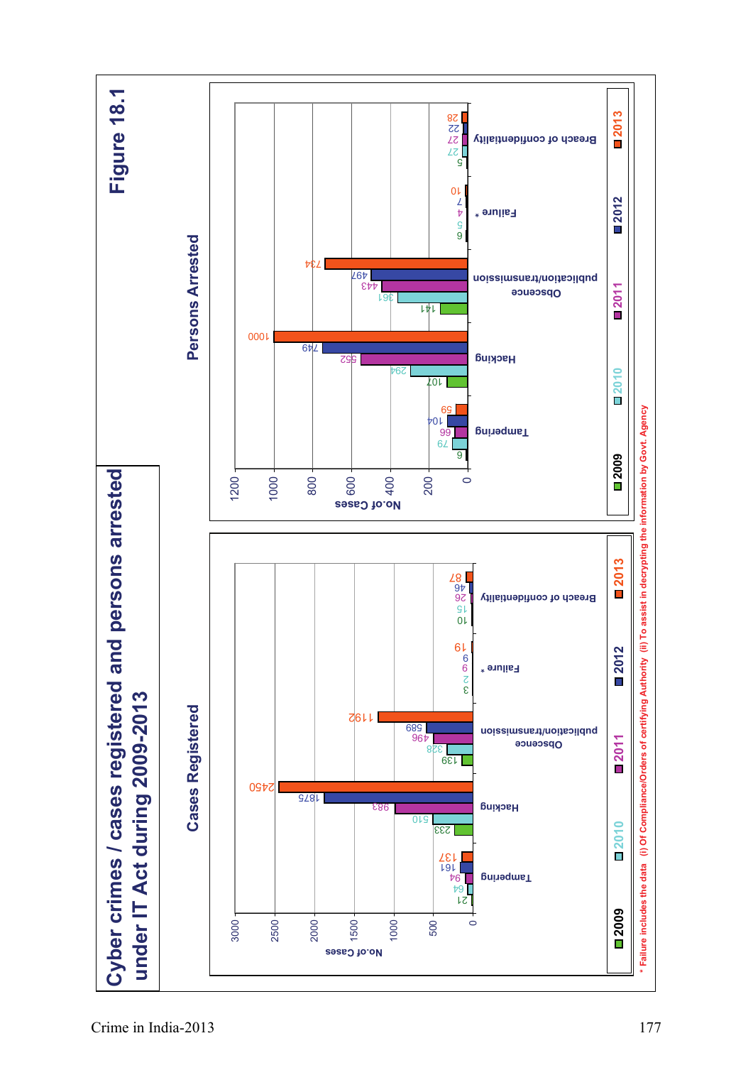# Figure 18.1

## Cyber crimes / cases registered and persons arrested under IT Act during 2009-2013

### Cases Registered

| Category | 2009 | 2010 | 2011 | 2012 | 2013 |
|---|---|---|---|---|---|
| Tampering | 21 | 64 | 94 | 161 | 137 |
| Hacking | 233 | 510 | 983 | 1875 | 2450 |
| Obscene publication/transmission | 139 | 328 | 496 | 589 | 1192 |
| Failure * | 3 | 2 | 9 | 6 | 19 |
| Breach of confidentiality | 10 | 15 | 26 | 46 | 87 |

### Persons Arrested

| Category | 2009 | 2010 | 2011 | 2012 | 2013 |
|---|---|---|---|---|---|
| Tampering | 6 | 79 | 66 | 104 | 59 |
| Hacking | 107 | 294 | 552 | 749 | 1000 |
| Obscene publication/transmission | 141 | 361 | 443 | 497 | 734 |
| Failure * | 6 | 5 | 4 | 7 | 10 |
| Breach of confidentiality | 5 | 27 | 27 | 22 | 28 |

\* Failure includes the data (i) Of Compliance/Orders of certifying Authority (ii) To assist in decrypting the information by Govt. Agency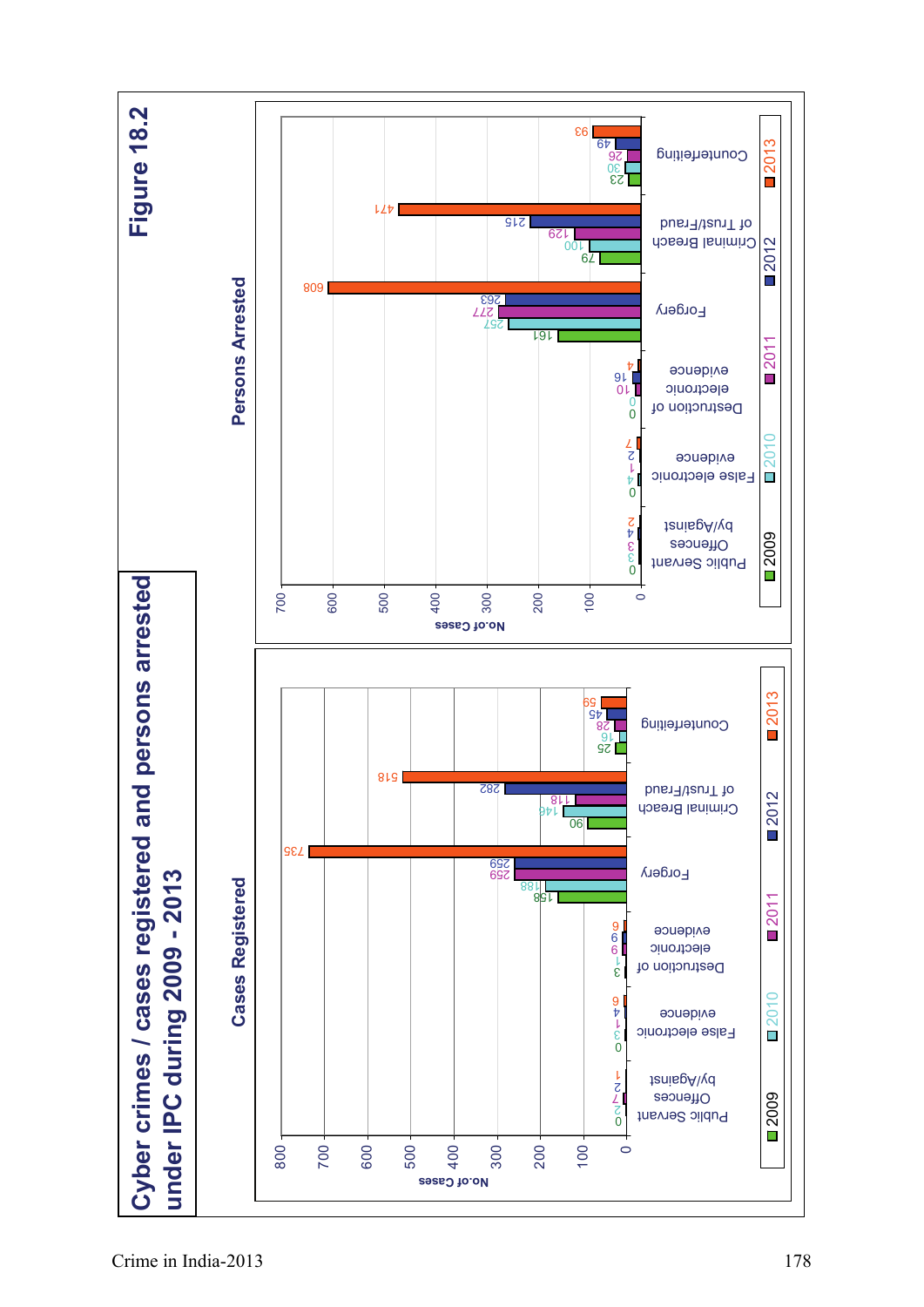# Figure 18.2

## Cyber crimes / cases registered and persons arrested under IPC during 2009 - 2013

### Cases Registered

| Crime Head | 2009 | 2010 | 2011 | 2012 | 2013 |
|---|---|---|---|---|---|
| Public Servant Offences by/Against | 0 | 2 | 7 | 2 | 1 |
| False electronic evidence | 0 | 3 | 1 | 4 | 6 |
| Destruction of electronic evidence | 3 | 1 | 6 | 9 | 6 |
| Forgery | 158 | 188 | 259 | 259 | 735 |
| Criminal Breach of Trust/Fraud | 90 | 146 | 118 | 282 | 518 |
| Counterfeiting | 25 | 16 | 28 | 45 | 59 |

### Persons Arrested

| Crime Head | 2009 | 2010 | 2011 | 2012 | 2013 |
|---|---|---|---|---|---|
| Public Servant Offences by/Against | 0 | 3 | 3 | 4 | 2 |
| False electronic evidence | 0 | 4 | 1 | 2 | 7 |
| Destruction of electronic evidence | 0 | 0 | 10 | 16 | 4 |
| Forgery | 161 | 257 | 277 | 263 | 608 |
| Criminal Breach of Trust/Fraud | 79 | 100 | 129 | 215 | 471 |
| Counterfeiting | 23 | 30 | 26 | 49 | 93 |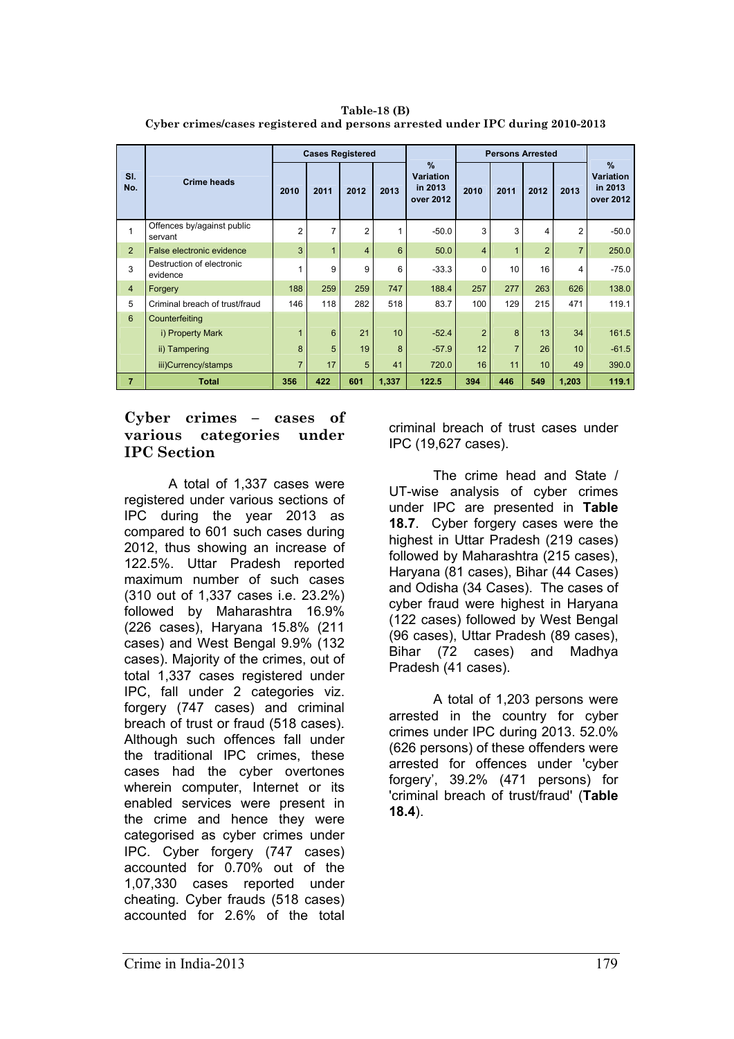**Table-18 (B)**
**Cyber crimes/cases registered and persons arrested under IPC during 2010-2013**

| Sl. No. | Crime heads | Cases Registered | | | | % Variation in 2013 over 2012 | Persons Arrested | | | | % Variation in 2013 over 2012 |
|---|---|---|---|---|---|---|---|---|---|---|---|
| | | 2010 | 2011 | 2012 | 2013 | | 2010 | 2011 | 2012 | 2013 | |
| 1 | Offences by/against public servant | 2 | 7 | 2 | 1 | -50.0 | 3 | 3 | 4 | 2 | -50.0 |
| 2 | False electronic evidence | 3 | 1 | 4 | 6 | 50.0 | 4 | 1 | 2 | 7 | 250.0 |
| 3 | Destruction of electronic evidence | 1 | 9 | 9 | 6 | -33.3 | 0 | 10 | 16 | 4 | -75.0 |
| 4 | Forgery | 188 | 259 | 259 | 747 | 188.4 | 257 | 277 | 263 | 626 | 138.0 |
| 5 | Criminal breach of trust/fraud | 146 | 118 | 282 | 518 | 83.7 | 100 | 129 | 215 | 471 | 119.1 |
| 6 | Counterfeiting | | | | | | | | | | |
| | i) Property Mark | 1 | 6 | 21 | 10 | -52.4 | 2 | 8 | 13 | 34 | 161.5 |
| | ii) Tampering | 8 | 5 | 19 | 8 | -57.9 | 12 | 7 | 26 | 10 | -61.5 |
| | iii)Currency/stamps | 7 | 17 | 5 | 41 | 720.0 | 16 | 11 | 10 | 49 | 390.0 |
| 7 | Total | 356 | 422 | 601 | 1,337 | 122.5 | 394 | 446 | 549 | 1,203 | 119.1 |

## Cyber crimes – cases of various categories under IPC Section

A total of 1,337 cases were registered under various sections of IPC during the year 2013 as compared to 601 such cases during 2012, thus showing an increase of 122.5%. Uttar Pradesh reported maximum number of such cases (310 out of 1,337 cases i.e. 23.2%) followed by Maharashtra 16.9% (226 cases), Haryana 15.8% (211 cases) and West Bengal 9.9% (132 cases). Majority of the crimes, out of total 1,337 cases registered under IPC, fall under 2 categories viz. forgery (747 cases) and criminal breach of trust or fraud (518 cases). Although such offences fall under the traditional IPC crimes, these cases had the cyber overtones wherein computer, Internet or its enabled services were present in the crime and hence they were categorised as cyber crimes under IPC. Cyber forgery (747 cases) accounted for 0.70% out of the 1,07,330 cases reported under cheating. Cyber frauds (518 cases) accounted for 2.6% of the total criminal breach of trust cases under IPC (19,627 cases).

The crime head and State / UT-wise analysis of cyber crimes under IPC are presented in **Table 18.7**. Cyber forgery cases were the highest in Uttar Pradesh (219 cases) followed by Maharashtra (215 cases), Haryana (81 cases), Bihar (44 Cases) and Odisha (34 Cases). The cases of cyber fraud were highest in Haryana (122 cases) followed by West Bengal (96 cases), Uttar Pradesh (89 cases), Bihar (72 cases) and Madhya Pradesh (41 cases).

A total of 1,203 persons were arrested in the country for cyber crimes under IPC during 2013. 52.0% (626 persons) of these offenders were arrested for offences under 'cyber forgery', 39.2% (471 persons) for 'criminal breach of trust/fraud' (**Table 18.4**).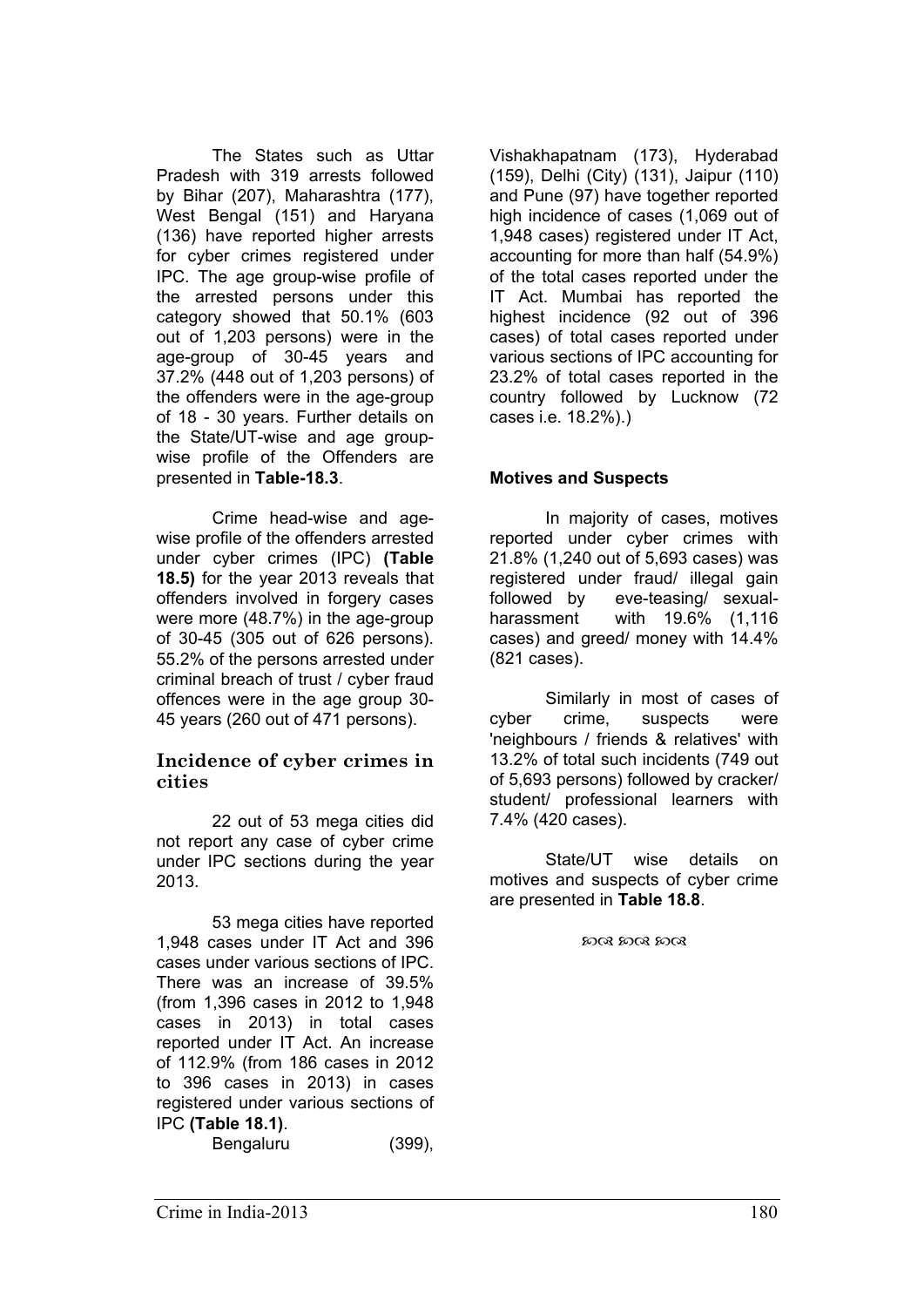The States such as Uttar Pradesh with 319 arrests followed by Bihar (207), Maharashtra (177), West Bengal (151) and Haryana (136) have reported higher arrests for cyber crimes registered under IPC. The age group-wise profile of the arrested persons under this category showed that 50.1% (603 out of 1,203 persons) were in the age-group of 30-45 years and 37.2% (448 out of 1,203 persons) of the offenders were in the age-group of 18 - 30 years. Further details on the State/UT-wise and age group-wise profile of the Offenders are presented in **Table-18.3**.

Crime head-wise and age-wise profile of the offenders arrested under cyber crimes (IPC) **(Table 18.5)** for the year 2013 reveals that offenders involved in forgery cases were more (48.7%) in the age-group of 30-45 (305 out of 626 persons). 55.2% of the persons arrested under criminal breach of trust / cyber fraud offences were in the age group 30-45 years (260 out of 471 persons).

## Incidence of cyber crimes in cities

22 out of 53 mega cities did not report any case of cyber crime under IPC sections during the year 2013.

53 mega cities have reported 1,948 cases under IT Act and 396 cases under various sections of IPC. There was an increase of 39.5% (from 1,396 cases in 2012 to 1,948 cases in 2013) in total cases reported under IT Act. An increase of 112.9% (from 186 cases in 2012 to 396 cases in 2013) in cases registered under various sections of IPC **(Table 18.1)**.

Bengaluru (399), Vishakhapatnam (173), Hyderabad (159), Delhi (City) (131), Jaipur (110) and Pune (97) have together reported high incidence of cases (1,069 out of 1,948 cases) registered under IT Act, accounting for more than half (54.9%) of the total cases reported under the IT Act. Mumbai has reported the highest incidence (92 out of 396 cases) of total cases reported under various sections of IPC accounting for 23.2% of total cases reported in the country followed by Lucknow (72 cases i.e. 18.2%).)

## Motives and Suspects

In majority of cases, motives reported under cyber crimes with 21.8% (1,240 out of 5,693 cases) was registered under fraud/ illegal gain followed by eve-teasing/ sexual-harassment with 19.6% (1,116 cases) and greed/ money with 14.4% (821 cases).

Similarly in most of cases of cyber crime, suspects were 'neighbours / friends & relatives' with 13.2% of total such incidents (749 out of 5,693 persons) followed by cracker/ student/ professional learners with 7.4% (420 cases).

State/UT wise details on motives and suspects of cyber crime are presented in **Table 18.8**.